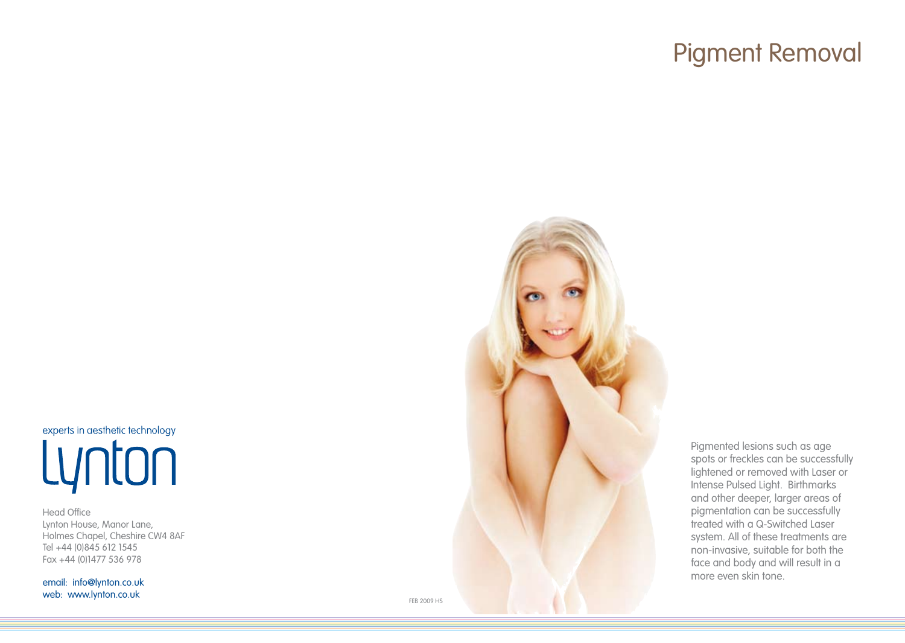# Pigment Removal

Pigmented lesions such as age spots or freckles can be successfully lightened or removed with Laser or Intense Pulsed Light. Birthmarks and other deeper, larger areas of pigmentation can be successfully treated with a Q-Switched Laser system. All of these treatments are non-invasive, suitable for both the face and body and will result in a more even skin tone.

experts in aesthetic technology

Lynton

Head Office
Lynton House, Manor Lane,
Holmes Chapel, Cheshire CW4 8AF
Tel +44 (0)845 612 1545
Fax +44 (0)1477 536 978

email: info@lynton.co.uk
web: www.lynton.co.uk

FEB 2009 HS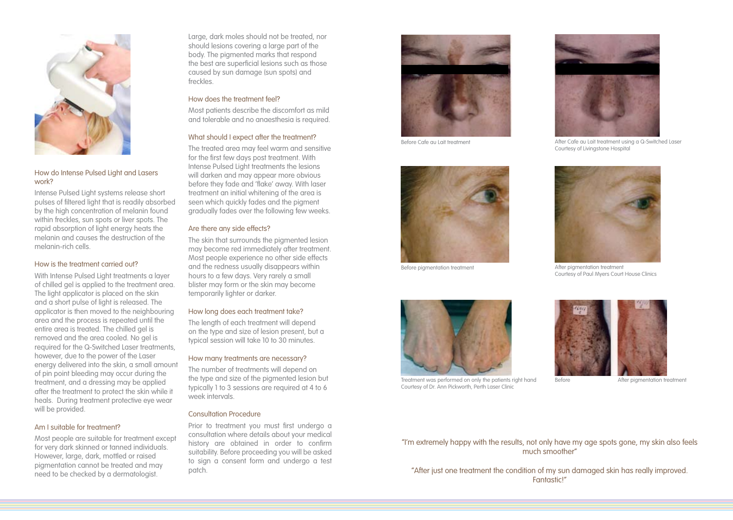## How do Intense Pulsed Light and Lasers work?

Intense Pulsed Light systems release short pulses of filtered light that is readily absorbed by the high concentration of melanin found within freckles, sun spots or liver spots. The rapid absorption of light energy heats the melanin and causes the destruction of the melanin-rich cells.

## How is the treatment carried out?

With Intense Pulsed Light treatments a layer of chilled gel is applied to the treatment area. The light applicator is placed on the skin and a short pulse of light is released. The applicator is then moved to the neighbouring area and the process is repeated until the entire area is treated. The chilled gel is removed and the area cooled. No gel is required for the Q-Switched Laser treatments, however, due to the power of the Laser energy delivered into the skin, a small amount of pin point bleeding may occur during the treatment, and a dressing may be applied after the treatment to protect the skin while it heals. During treatment protective eye wear will be provided.

## Am I suitable for treatment?

Most people are suitable for treatment except for very dark skinned or tanned individuals. However, large, dark, mottled or raised pigmentation cannot be treated and may need to be checked by a dermatologist.

Large, dark moles should not be treated, nor should lesions covering a large part of the body. The pigmented marks that respond the best are superficial lesions such as those caused by sun damage (sun spots) and freckles.

## How does the treatment feel?

Most patients describe the discomfort as mild and tolerable and no anaesthesia is required.

## What should I expect after the treatment?

The treated area may feel warm and sensitive for the first few days post treatment. With Intense Pulsed Light treatments the lesions will darken and may appear more obvious before they fade and 'flake' away. With laser treatment an initial whitening of the area is seen which quickly fades and the pigment gradually fades over the following few weeks.

## Are there any side effects?

The skin that surrounds the pigmented lesion may become red immediately after treatment. Most people experience no other side effects and the redness usually disappears within hours to a few days. Very rarely a small blister may form or the skin may become temporarily lighter or darker.

## How long does each treatment take?

The length of each treatment will depend on the type and size of lesion present, but a typical session will take 10 to 30 minutes.

## How many treatments are necessary?

The number of treatments will depend on the type and size of the pigmented lesion but typically 1 to 3 sessions are required at 4 to 6 week intervals.

## Consultation Procedure

Prior to treatment you must first undergo a consultation where details about your medical history are obtained in order to confirm suitability. Before proceeding you will be asked to sign a consent form and undergo a test patch.

Before Cafe au Lait treatment

After Cafe au Lait treatment using a Q-Switched Laser
Courtesy of Livingstone Hospital

Before pigmentation treatment

After pigmentation treatment
Courtesy of Paul Myers Court House Clinics

Treatment was performed on only the patients right hand
Courtesy of Dr. Ann Pickworth, Perth Laser Clinic

Before

After pigmentation treatment

"I'm extremely happy with the results, not only have my age spots gone, my skin also feels much smoother"

"After just one treatment the condition of my sun damaged skin has really improved. Fantastic!"